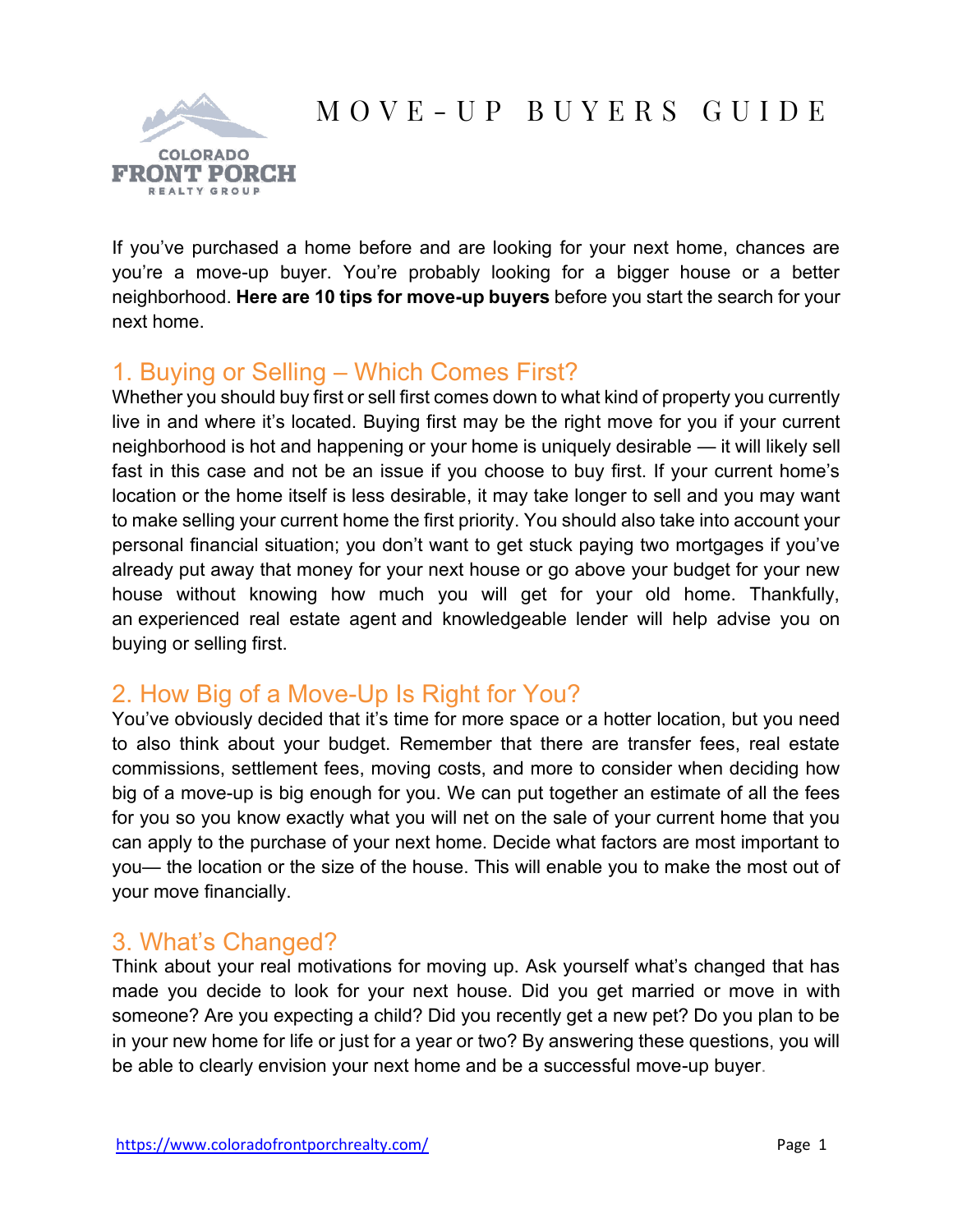COLORADO FRONT PORCH REALTY GROUP

# MOVE-UP BUYERS GUIDE

If you've purchased a home before and are looking for your next home, chances are you're a move-up buyer. You're probably looking for a bigger house or a better neighborhood. **Here are 10 tips for move-up buyers** before you start the search for your next home.

## 1. Buying or Selling – Which Comes First?

Whether you should buy first or sell first comes down to what kind of property you currently live in and where it's located. Buying first may be the right move for you if your current neighborhood is hot and happening or your home is uniquely desirable — it will likely sell fast in this case and not be an issue if you choose to buy first. If your current home's location or the home itself is less desirable, it may take longer to sell and you may want to make selling your current home the first priority. You should also take into account your personal financial situation; you don't want to get stuck paying two mortgages if you've already put away that money for your next house or go above your budget for your new house without knowing how much you will get for your old home. Thankfully, an experienced real estate agent and knowledgeable lender will help advise you on buying or selling first.

## 2. How Big of a Move-Up Is Right for You?

You've obviously decided that it's time for more space or a hotter location, but you need to also think about your budget. Remember that there are transfer fees, real estate commissions, settlement fees, moving costs, and more to consider when deciding how big of a move-up is big enough for you. We can put together an estimate of all the fees for you so you know exactly what you will net on the sale of your current home that you can apply to the purchase of your next home. Decide what factors are most important to you— the location or the size of the house. This will enable you to make the most out of your move financially.

## 3. What's Changed?

Think about your real motivations for moving up. Ask yourself what's changed that has made you decide to look for your next house. Did you get married or move in with someone? Are you expecting a child? Did you recently get a new pet? Do you plan to be in your new home for life or just for a year or two? By answering these questions, you will be able to clearly envision your next home and be a successful move-up buyer.

https://www.coloradofrontporchrealty.com/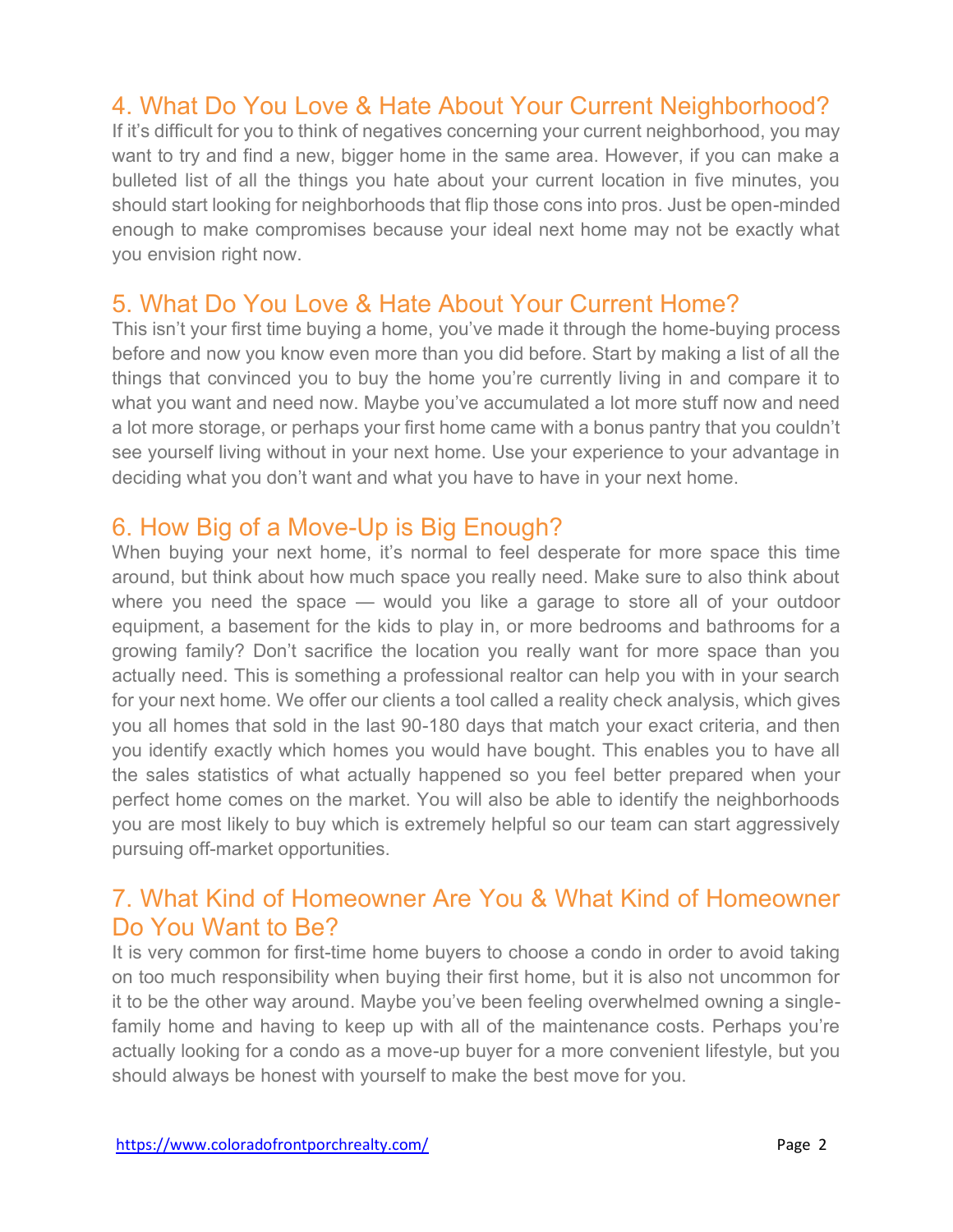## 4. What Do You Love & Hate About Your Current Neighborhood?

If it's difficult for you to think of negatives concerning your current neighborhood, you may want to try and find a new, bigger home in the same area. However, if you can make a bulleted list of all the things you hate about your current location in five minutes, you should start looking for neighborhoods that flip those cons into pros. Just be open-minded enough to make compromises because your ideal next home may not be exactly what you envision right now.

## 5. What Do You Love & Hate About Your Current Home?

This isn't your first time buying a home, you've made it through the home-buying process before and now you know even more than you did before. Start by making a list of all the things that convinced you to buy the home you're currently living in and compare it to what you want and need now. Maybe you've accumulated a lot more stuff now and need a lot more storage, or perhaps your first home came with a bonus pantry that you couldn't see yourself living without in your next home. Use your experience to your advantage in deciding what you don't want and what you have to have in your next home.

## 6. How Big of a Move-Up is Big Enough?

When buying your next home, it's normal to feel desperate for more space this time around, but think about how much space you really need. Make sure to also think about where you need the space — would you like a garage to store all of your outdoor equipment, a basement for the kids to play in, or more bedrooms and bathrooms for a growing family? Don't sacrifice the location you really want for more space than you actually need. This is something a professional realtor can help you with in your search for your next home. We offer our clients a tool called a reality check analysis, which gives you all homes that sold in the last 90-180 days that match your exact criteria, and then you identify exactly which homes you would have bought. This enables you to have all the sales statistics of what actually happened so you feel better prepared when your perfect home comes on the market. You will also be able to identify the neighborhoods you are most likely to buy which is extremely helpful so our team can start aggressively pursuing off-market opportunities.

## 7. What Kind of Homeowner Are You & What Kind of Homeowner Do You Want to Be?

It is very common for first-time home buyers to choose a condo in order to avoid taking on too much responsibility when buying their first home, but it is also not uncommon for it to be the other way around. Maybe you've been feeling overwhelmed owning a single-family home and having to keep up with all of the maintenance costs. Perhaps you're actually looking for a condo as a move-up buyer for a more convenient lifestyle, but you should always be honest with yourself to make the best move for you.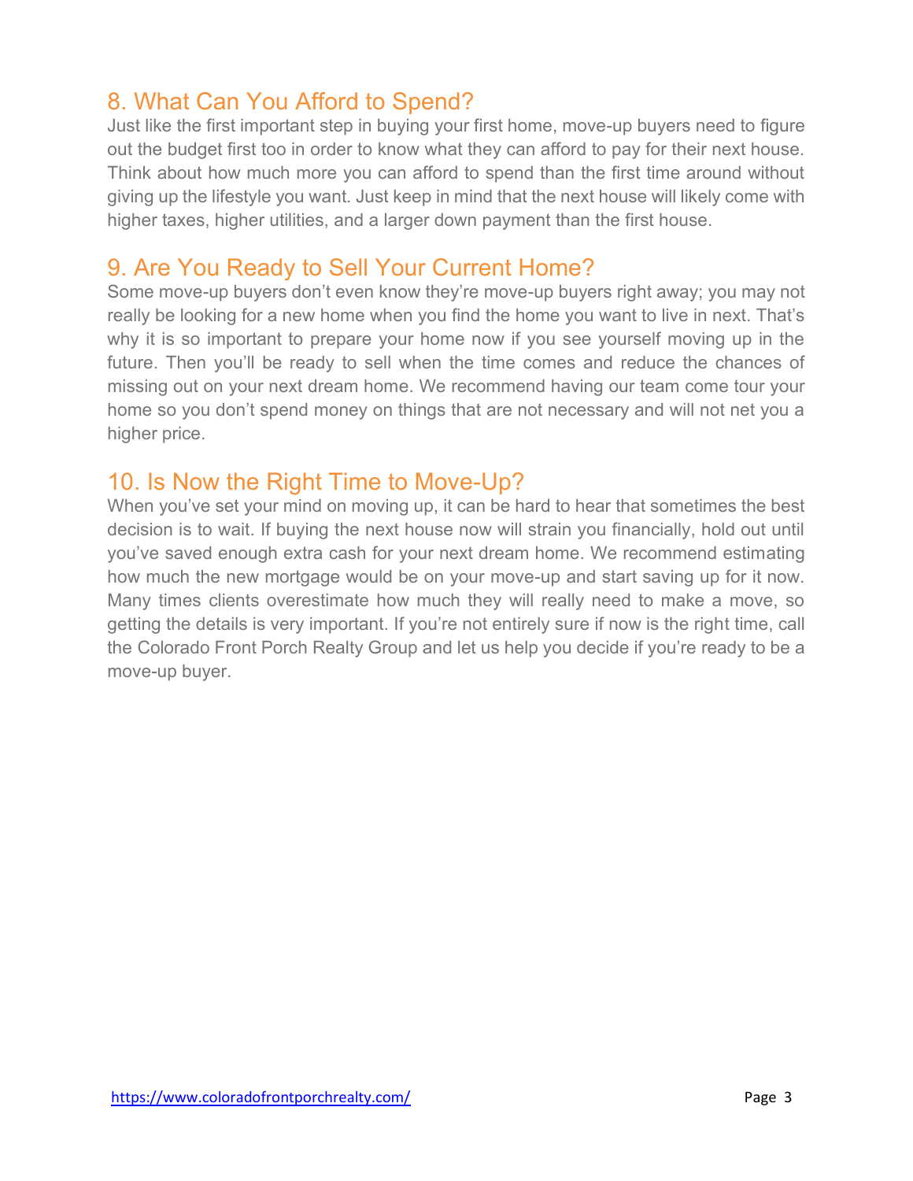## 8. What Can You Afford to Spend?

Just like the first important step in buying your first home, move-up buyers need to figure out the budget first too in order to know what they can afford to pay for their next house. Think about how much more you can afford to spend than the first time around without giving up the lifestyle you want. Just keep in mind that the next house will likely come with higher taxes, higher utilities, and a larger down payment than the first house.

## 9. Are You Ready to Sell Your Current Home?

Some move-up buyers don't even know they're move-up buyers right away; you may not really be looking for a new home when you find the home you want to live in next. That's why it is so important to prepare your home now if you see yourself moving up in the future. Then you'll be ready to sell when the time comes and reduce the chances of missing out on your next dream home. We recommend having our team come tour your home so you don't spend money on things that are not necessary and will not net you a higher price.

## 10. Is Now the Right Time to Move-Up?

When you've set your mind on moving up, it can be hard to hear that sometimes the best decision is to wait. If buying the next house now will strain you financially, hold out until you've saved enough extra cash for your next dream home. We recommend estimating how much the new mortgage would be on your move-up and start saving up for it now. Many times clients overestimate how much they will really need to make a move, so getting the details is very important. If you're not entirely sure if now is the right time, call the Colorado Front Porch Realty Group and let us help you decide if you're ready to be a move-up buyer.